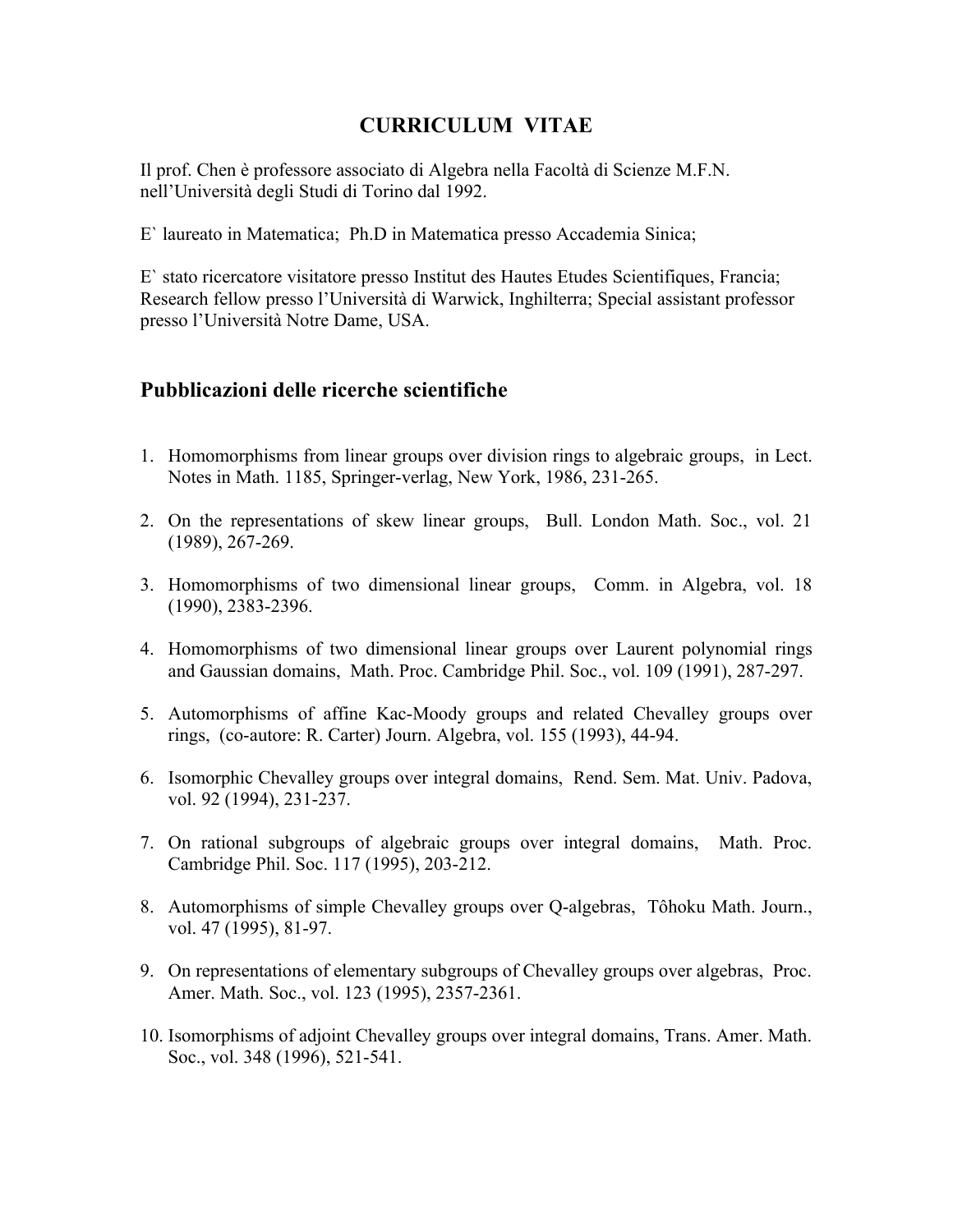# CURRICULUM VITAE

Il prof. Chen è professore associato di Algebra nella Facoltà di Scienze M.F.N. nell'Università degli Studi di Torino dal 1992.

E` laureato in Matematica; Ph.D in Matematica presso Accademia Sinica;

E` stato ricercatore visitatore presso Institut des Hautes Etudes Scientifiques, Francia; Research fellow presso l'Università di Warwick, Inghilterra; Special assistant professor presso l'Università Notre Dame, USA.

## Pubblicazioni delle ricerche scientifiche

1. Homomorphisms from linear groups over division rings to algebraic groups, in Lect. Notes in Math. 1185, Springer-verlag, New York, 1986, 231-265.

2. On the representations of skew linear groups, Bull. London Math. Soc., vol. 21 (1989), 267-269.

3. Homomorphisms of two dimensional linear groups, Comm. in Algebra, vol. 18 (1990), 2383-2396.

4. Homomorphisms of two dimensional linear groups over Laurent polynomial rings and Gaussian domains, Math. Proc. Cambridge Phil. Soc., vol. 109 (1991), 287-297.

5. Automorphisms of affine Kac-Moody groups and related Chevalley groups over rings, (co-autore: R. Carter) Journ. Algebra, vol. 155 (1993), 44-94.

6. Isomorphic Chevalley groups over integral domains, Rend. Sem. Mat. Univ. Padova, vol. 92 (1994), 231-237.

7. On rational subgroups of algebraic groups over integral domains, Math. Proc. Cambridge Phil. Soc. 117 (1995), 203-212.

8. Automorphisms of simple Chevalley groups over Q-algebras, Tôhoku Math. Journ., vol. 47 (1995), 81-97.

9. On representations of elementary subgroups of Chevalley groups over algebras, Proc. Amer. Math. Soc., vol. 123 (1995), 2357-2361.

10. Isomorphisms of adjoint Chevalley groups over integral domains, Trans. Amer. Math. Soc., vol. 348 (1996), 521-541.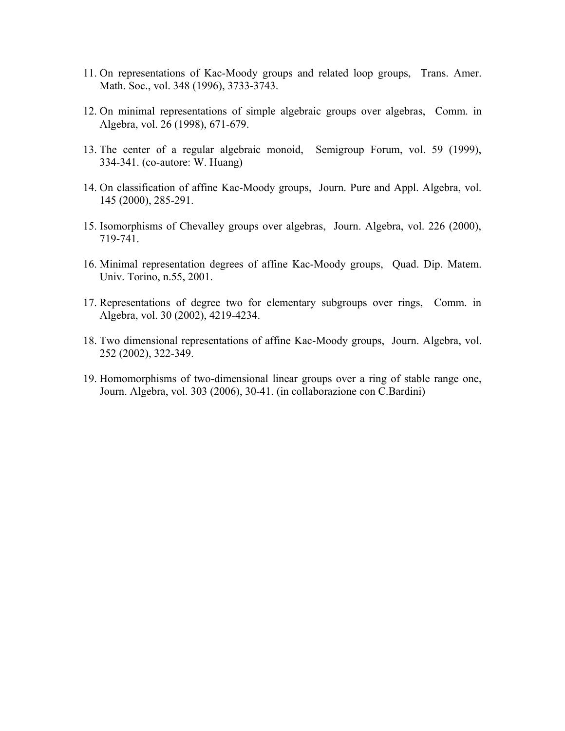11. On representations of Kac-Moody groups and related loop groups, Trans. Amer. Math. Soc., vol. 348 (1996), 3733-3743.

12. On minimal representations of simple algebraic groups over algebras, Comm. in Algebra, vol. 26 (1998), 671-679.

13. The center of a regular algebraic monoid, Semigroup Forum, vol. 59 (1999), 334-341. (co-autore: W. Huang)

14. On classification of affine Kac-Moody groups, Journ. Pure and Appl. Algebra, vol. 145 (2000), 285-291.

15. Isomorphisms of Chevalley groups over algebras, Journ. Algebra, vol. 226 (2000), 719-741.

16. Minimal representation degrees of affine Kac-Moody groups, Quad. Dip. Matem. Univ. Torino, n.55, 2001.

17. Representations of degree two for elementary subgroups over rings, Comm. in Algebra, vol. 30 (2002), 4219-4234.

18. Two dimensional representations of affine Kac-Moody groups, Journ. Algebra, vol. 252 (2002), 322-349.

19. Homomorphisms of two-dimensional linear groups over a ring of stable range one, Journ. Algebra, vol. 303 (2006), 30-41. (in collaborazione con C.Bardini)